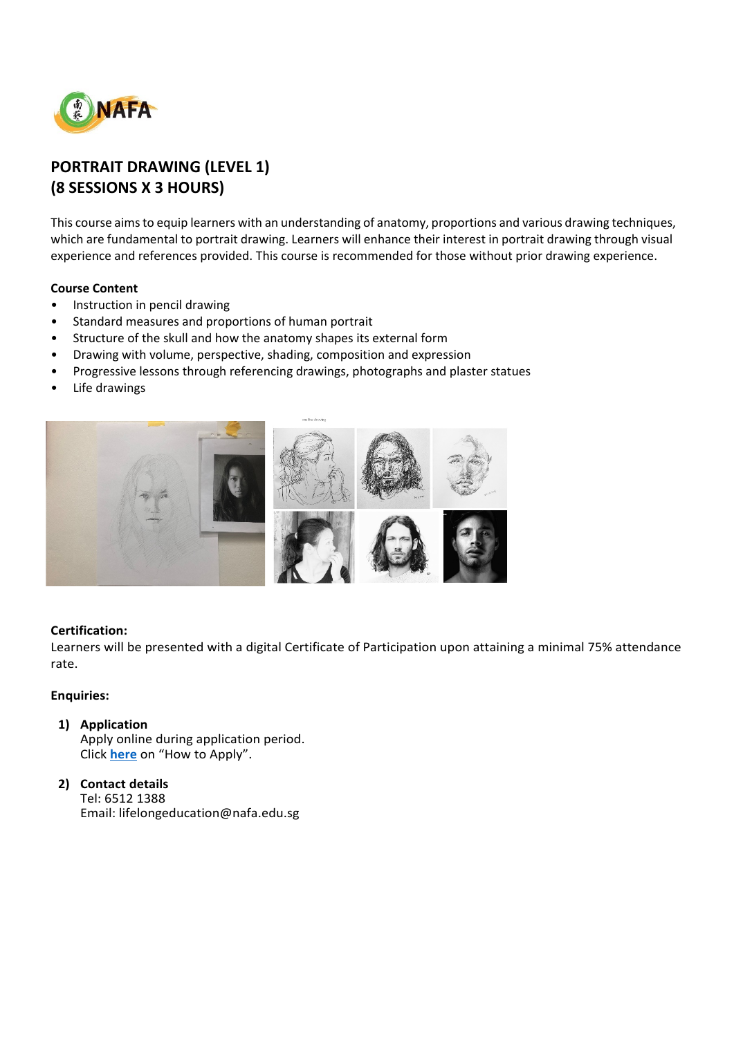# PORTRAIT DRAWING (LEVEL 1)
# (8 SESSIONS X 3 HOURS)

This course aims to equip learners with an understanding of anatomy, proportions and various drawing techniques, which are fundamental to portrait drawing. Learners will enhance their interest in portrait drawing through visual experience and references provided. This course is recommended for those without prior drawing experience.

**Course Content**

- Instruction in pencil drawing
- Standard measures and proportions of human portrait
- Structure of the skull and how the anatomy shapes its external form
- Drawing with volume, perspective, shading, composition and expression
- Progressive lessons through referencing drawings, photographs and plaster statues
- Life drawings

**Certification:**

Learners will be presented with a digital Certificate of Participation upon attaining a minimal 75% attendance rate.

**Enquiries:**

1) **Application**
   Apply online during application period.
   Click **here** on "How to Apply".

2) **Contact details**
   Tel: 6512 1388
   Email: lifelongeducation@nafa.edu.sg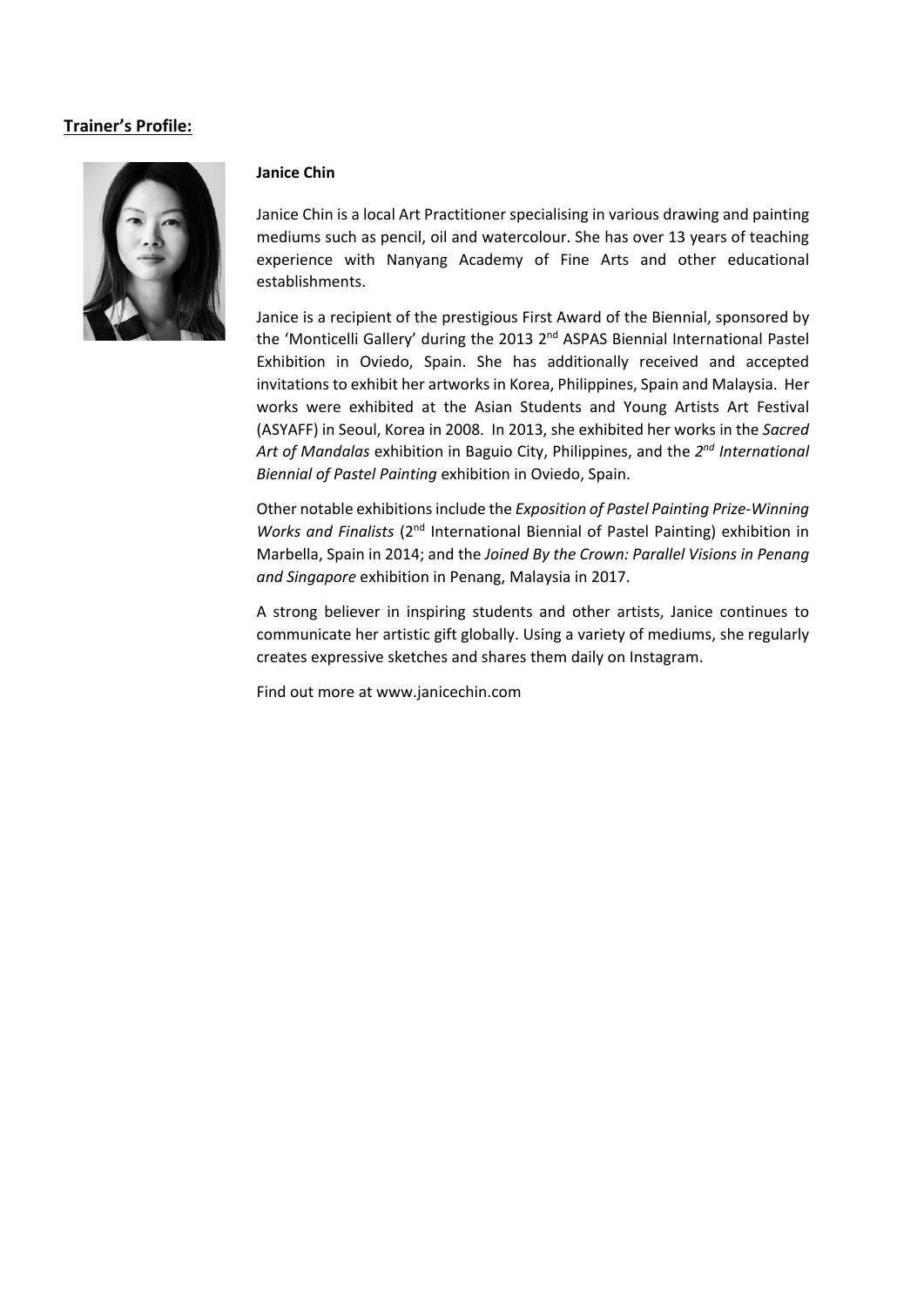**Trainer's Profile:**

**Janice Chin**

Janice Chin is a local Art Practitioner specialising in various drawing and painting mediums such as pencil, oil and watercolour. She has over 13 years of teaching experience with Nanyang Academy of Fine Arts and other educational establishments.

Janice is a recipient of the prestigious First Award of the Biennial, sponsored by the 'Monticelli Gallery' during the 2013 2nd ASPAS Biennial International Pastel Exhibition in Oviedo, Spain. She has additionally received and accepted invitations to exhibit her artworks in Korea, Philippines, Spain and Malaysia. Her works were exhibited at the Asian Students and Young Artists Art Festival (ASYAFF) in Seoul, Korea in 2008. In 2013, she exhibited her works in the *Sacred Art of Mandalas* exhibition in Baguio City, Philippines, and the *2nd International Biennial of Pastel Painting* exhibition in Oviedo, Spain.

Other notable exhibitions include the *Exposition of Pastel Painting Prize-Winning Works and Finalists* (2nd International Biennial of Pastel Painting) exhibition in Marbella, Spain in 2014; and the *Joined By the Crown: Parallel Visions in Penang and Singapore* exhibition in Penang, Malaysia in 2017.

A strong believer in inspiring students and other artists, Janice continues to communicate her artistic gift globally. Using a variety of mediums, she regularly creates expressive sketches and shares them daily on Instagram.

Find out more at www.janicechin.com